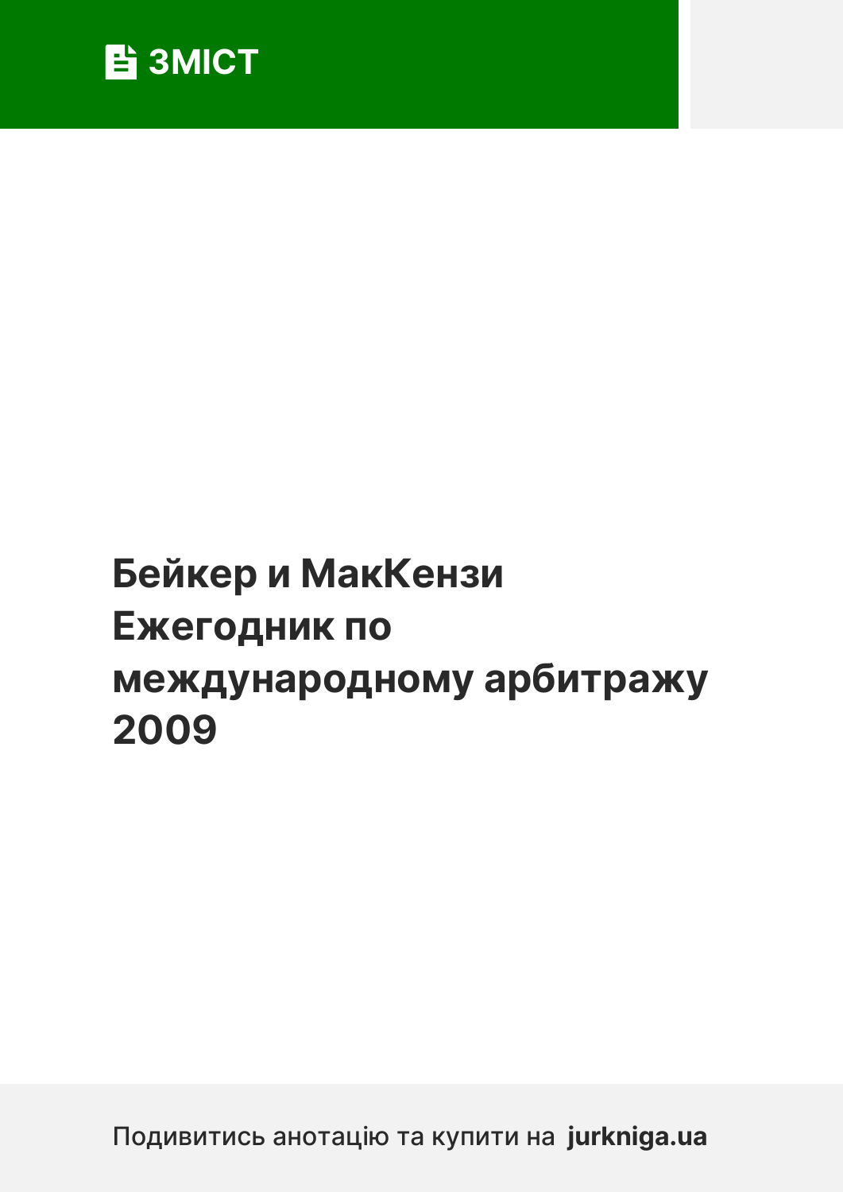**ЗМІСТ**

# Бейкер и МакКензи Ежегодник по международному арбитражу 2009

Подивитись анотацію та купити на **jurkniga.ua**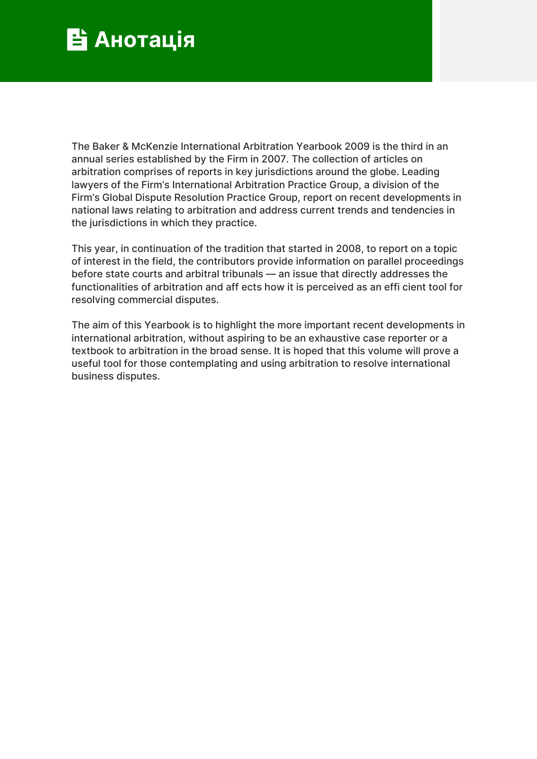# Анотація

The Baker & McKenzie International Arbitration Yearbook 2009 is the third in an annual series established by the Firm in 2007. The collection of articles on arbitration comprises of reports in key jurisdictions around the globe. Leading lawyers of the Firm's International Arbitration Practice Group, a division of the Firm's Global Dispute Resolution Practice Group, report on recent developments in national laws relating to arbitration and address current trends and tendencies in the jurisdictions in which they practice.

This year, in continuation of the tradition that started in 2008, to report on a topic of interest in the field, the contributors provide information on parallel proceedings before state courts and arbitral tribunals — an issue that directly addresses the functionalities of arbitration and aff ects how it is perceived as an effi cient tool for resolving commercial disputes.

The aim of this Yearbook is to highlight the more important recent developments in international arbitration, without aspiring to be an exhaustive case reporter or a textbook to arbitration in the broad sense. It is hoped that this volume will prove a useful tool for those contemplating and using arbitration to resolve international business disputes.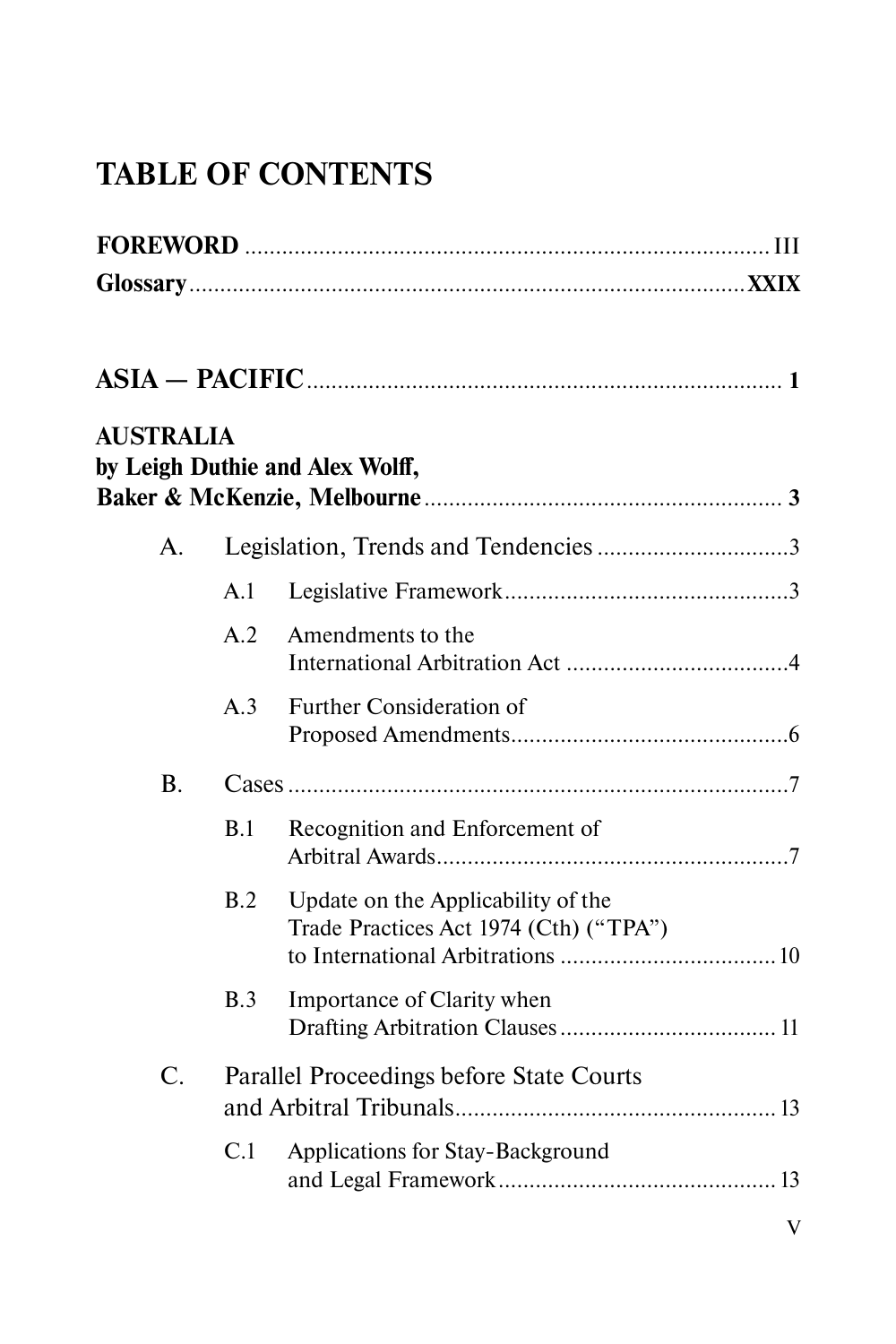# TABLE OF CONTENTS

**FOREWORD** ..................................................................................... III

**Glossary** ..................................................................................... **XXIX**

## ASIA — PACIFIC ..................................................................... 1

**AUSTRALIA**
**by Leigh Duthie and Alex Wolff,**
**Baker & McKenzie, Melbourne** ................................................... 3

A. Legislation, Trends and Tendencies ............................... 3

- A.1 Legislative Framework ............................................. 3
- A.2 Amendments to the International Arbitration Act ................................... 4
- A.3 Further Consideration of Proposed Amendments ............................................. 6

B. Cases ..................................................................................... 7

- B.1 Recognition and Enforcement of Arbitral Awards ......................................................... 7
- B.2 Update on the Applicability of the Trade Practices Act 1974 (Cth) ("TPA") to International Arbitrations ................................... 10
- B.3 Importance of Clarity when Drafting Arbitration Clauses ................................... 11

C. Parallel Proceedings before State Courts and Arbitral Tribunals ................................................... 13

- C.1 Applications for Stay-Background and Legal Framework ............................................ 13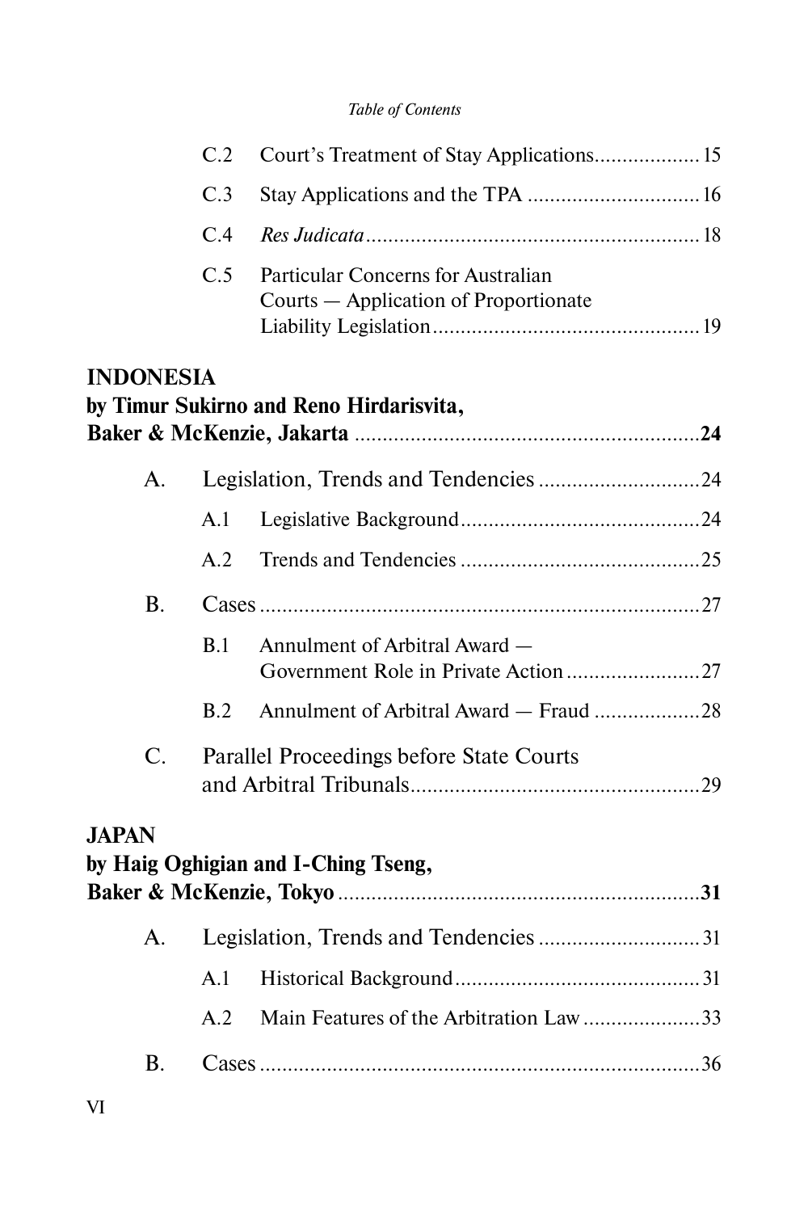C.2 Court's Treatment of Stay Applications .................. 15

C.3 Stay Applications and the TPA .............................. 16

C.4 *Res Judicata* ........................................................... 18

C.5 Particular Concerns for Australian Courts — Application of Proportionate Liability Legislation ................................................ 19

**INDONESIA**
**by Timur Sukirno and Reno Hirdarisvita, Baker & McKenzie, Jakarta** ............................................................ **24**

A. Legislation, Trends and Tendencies ............................ 24

A.1 Legislative Background ........................................... 24

A.2 Trends and Tendencies ........................................... 25

B. Cases .............................................................................. 27

B.1 Annulment of Arbitral Award — Government Role in Private Action ........................ 27

B.2 Annulment of Arbitral Award — Fraud ................... 28

C. Parallel Proceedings before State Courts and Arbitral Tribunals .................................................. 29

**JAPAN**
**by Haig Oghigian and I-Ching Tseng, Baker & McKenzie, Tokyo** ................................................................ **31**

A. Legislation, Trends and Tendencies ............................ 31

A.1 Historical Background ............................................ 31

A.2 Main Features of the Arbitration Law ..................... 33

B. Cases .............................................................................. 36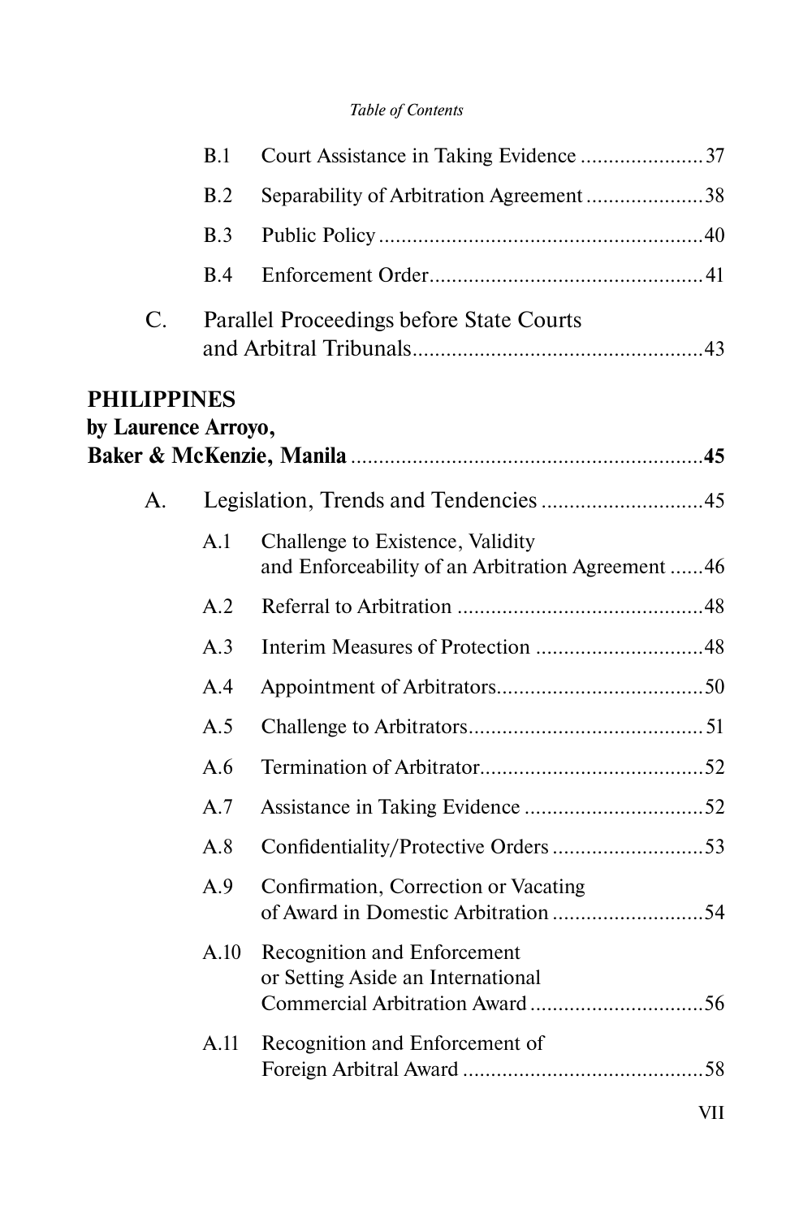B.1 Court Assistance in Taking Evidence ...................... 37

B.2 Separability of Arbitration Agreement ..................... 38

B.3 Public Policy .......................................................... 40

B.4 Enforcement Order ................................................. 41

C. Parallel Proceedings before State Courts and Arbitral Tribunals ................................................... 43

**PHILIPPINES**
**by Laurence Arroyo,**
**Baker & McKenzie, Manila ............................................................... 45**

A. Legislation, Trends and Tendencies ............................ 45

A.1 Challenge to Existence, Validity and Enforceability of an Arbitration Agreement ...... 46

A.2 Referral to Arbitration ............................................ 48

A.3 Interim Measures of Protection .............................. 48

A.4 Appointment of Arbitrators ..................................... 50

A.5 Challenge to Arbitrators ........................................... 51

A.6 Termination of Arbitrator ........................................ 52

A.7 Assistance in Taking Evidence ................................ 52

A.8 Confidentiality/Protective Orders ........................... 53

A.9 Confirmation, Correction or Vacating of Award in Domestic Arbitration ........................... 54

A.10 Recognition and Enforcement or Setting Aside an International Commercial Arbitration Award ............................... 56

A.11 Recognition and Enforcement of Foreign Arbitral Award ........................................... 58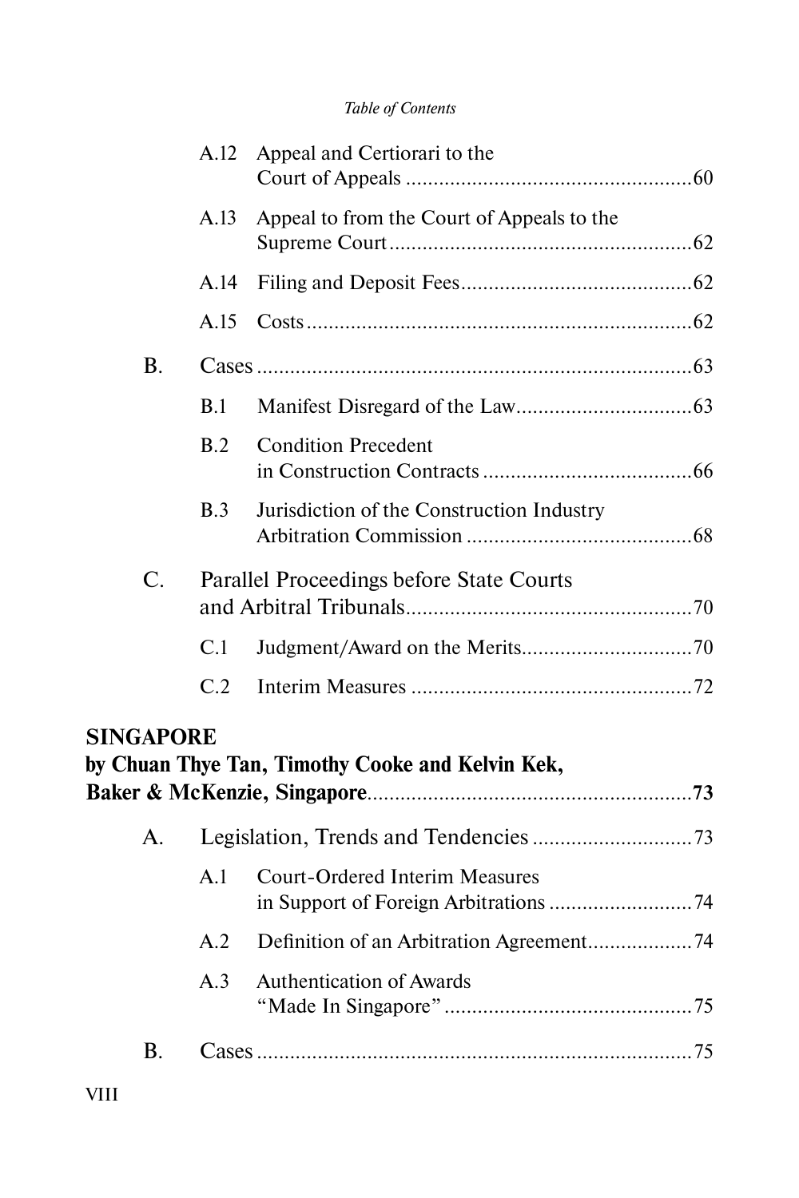A.12 Appeal and Certiorari to the Court of Appeals .................................................... 60

A.13 Appeal to from the Court of Appeals to the Supreme Court ....................................................... 62

A.14 Filing and Deposit Fees .......................................... 62

A.15 Costs ...................................................................... 62

B. Cases ............................................................................... 63

B.1 Manifest Disregard of the Law ................................ 63

B.2 Condition Precedent in Construction Contracts ...................................... 66

B.3 Jurisdiction of the Construction Industry Arbitration Commission .......................................... 68

C. Parallel Proceedings before State Courts and Arbitral Tribunals .................................................... 70

C.1 Judgment/Award on the Merits ............................... 70

C.2 Interim Measures ................................................... 72

**SINGAPORE**
**by Chuan Thye Tan, Timothy Cooke and Kelvin Kek, Baker & McKenzie, Singapore** .......................................................... **73**

A. Legislation, Trends and Tendencies ............................. 73

A.1 Court-Ordered Interim Measures in Support of Foreign Arbitrations .......................... 74

A.2 Definition of an Arbitration Agreement ................... 74

A.3 Authentication of Awards "Made In Singapore" ............................................. 75

B. Cases ............................................................................... 75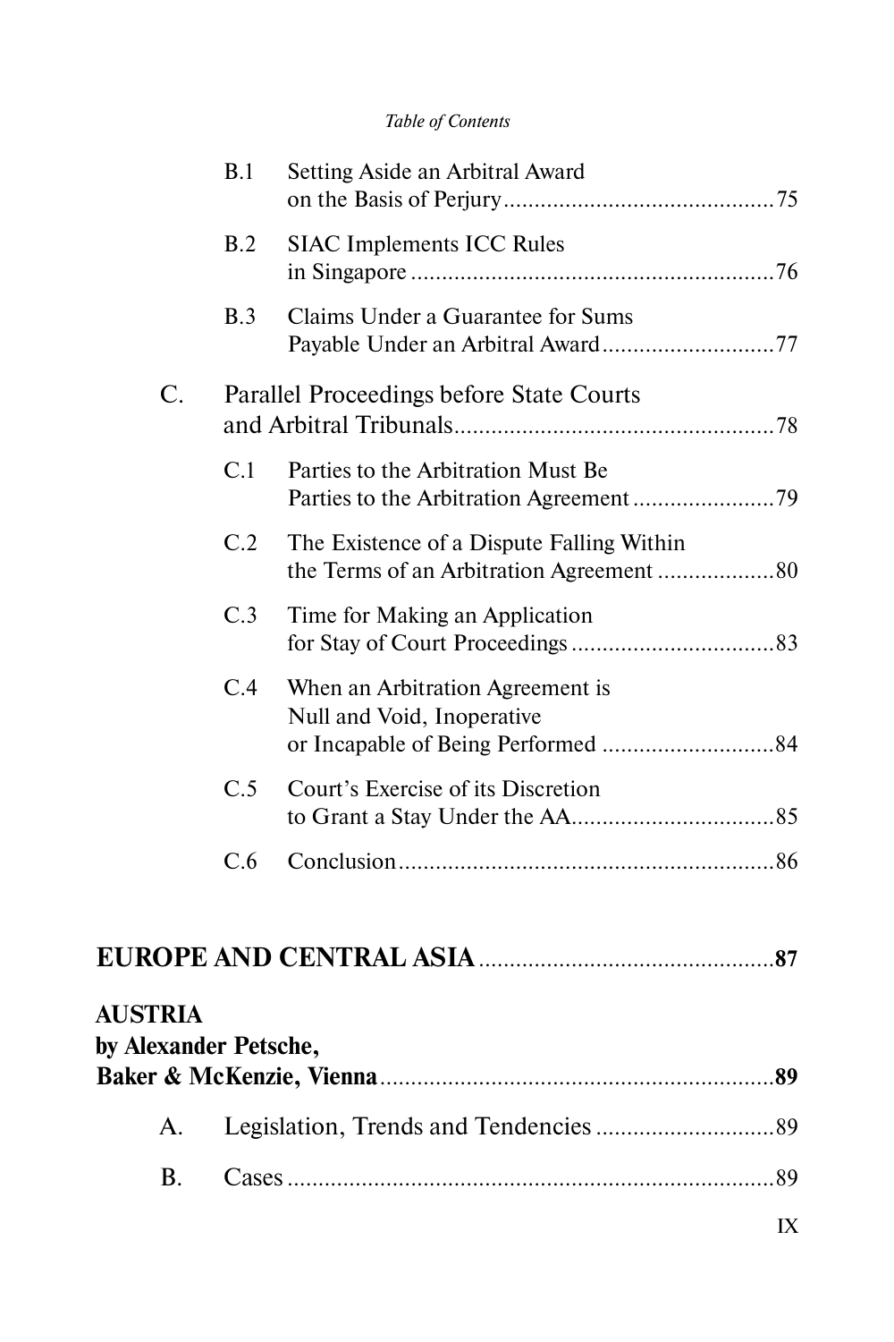B.1 Setting Aside an Arbitral Award on the Basis of Perjury ... 75

B.2 SIAC Implements ICC Rules in Singapore ... 76

B.3 Claims Under a Guarantee for Sums Payable Under an Arbitral Award ... 77

C. Parallel Proceedings before State Courts and Arbitral Tribunals ... 78

C.1 Parties to the Arbitration Must Be Parties to the Arbitration Agreement ... 79

C.2 The Existence of a Dispute Falling Within the Terms of an Arbitration Agreement ... 80

C.3 Time for Making an Application for Stay of Court Proceedings ... 83

C.4 When an Arbitration Agreement is Null and Void, Inoperative or Incapable of Being Performed ... 84

C.5 Court's Exercise of its Discretion to Grant a Stay Under the AA ... 85

C.6 Conclusion ... 86

**EUROPE AND CENTRAL ASIA ... 87**

**AUSTRIA**
**by Alexander Petsche,**
**Baker & McKenzie, Vienna ... 89**

A. Legislation, Trends and Tendencies ... 89

B. Cases ... 89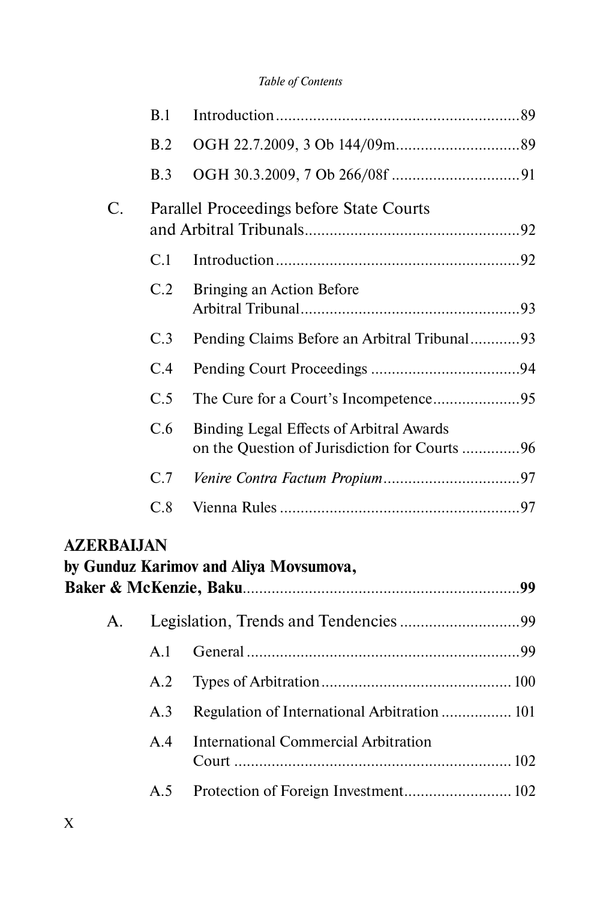B.1 Introduction ........................................................89

B.2 OGH 22.7.2009, 3 Ob 144/09m ..............................89

B.3 OGH 30.3.2009, 7 Ob 266/08f ...............................91

C. Parallel Proceedings before State Courts and Arbitral Tribunals ....................................................92

C.1 Introduction ........................................................92

C.2 Bringing an Action Before Arbitral Tribunal .....................................................93

C.3 Pending Claims Before an Arbitral Tribunal ............93

C.4 Pending Court Proceedings ....................................94

C.5 The Cure for a Court's Incompetence .....................95

C.6 Binding Legal Effects of Arbitral Awards on the Question of Jurisdiction for Courts ..............96

C.7 *Venire Contra Factum Propium* ...............................97

C.8 Vienna Rules ..........................................................97

**AZERBAIJAN**
**by Gunduz Karimov and Aliya Movsumova, Baker & McKenzie, Baku** ..................................................................**99**

A. Legislation, Trends and Tendencies .............................99

A.1 General ..................................................................99

A.2 Types of Arbitration ............................................. 100

A.3 Regulation of International Arbitration ................. 101

A.4 International Commercial Arbitration Court .................................................................. 102

A.5 Protection of Foreign Investment......................... 102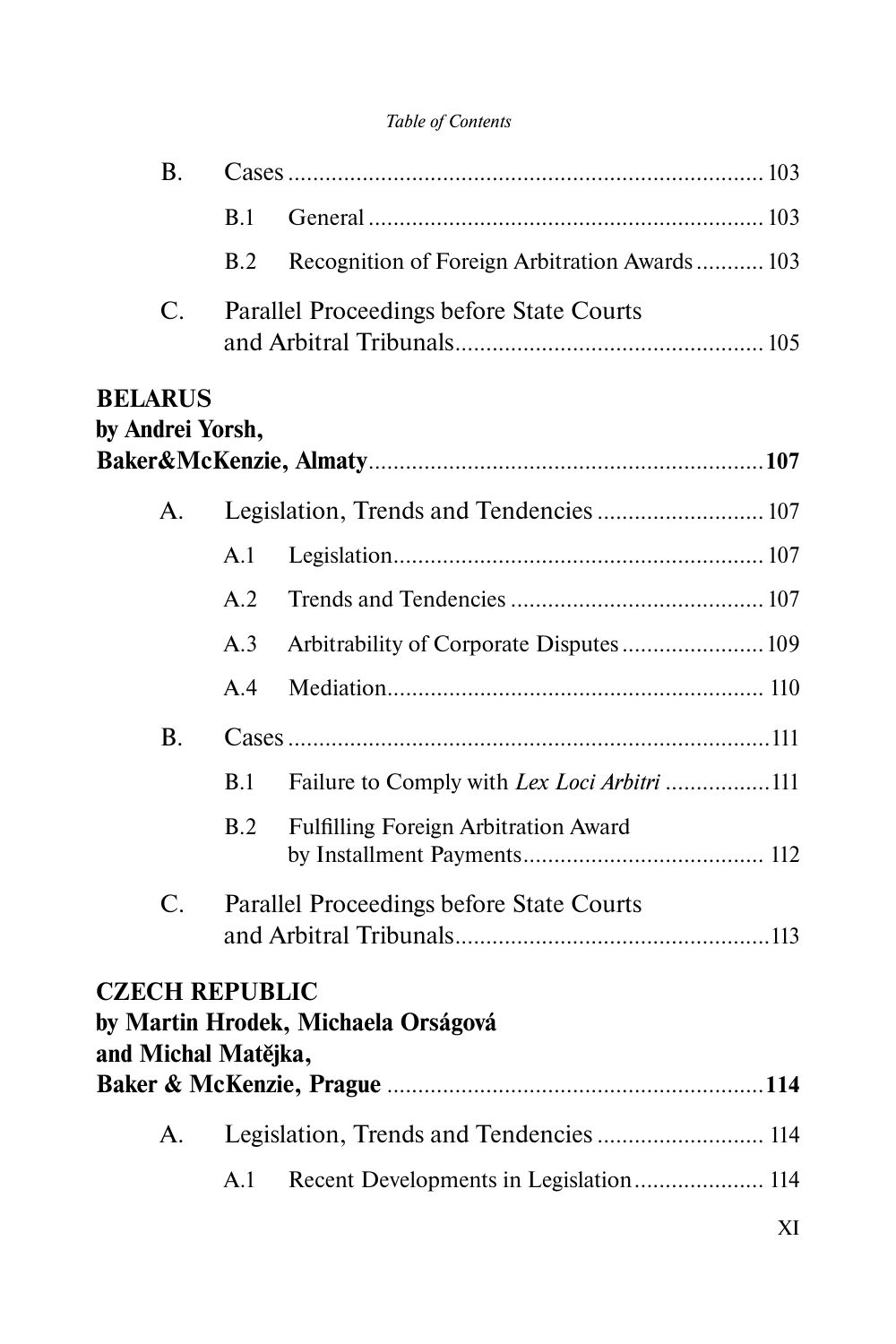B. Cases ........................................................................ 103

B.1 General ................................................................ 103

B.2 Recognition of Foreign Arbitration Awards ........... 103

C. Parallel Proceedings before State Courts and Arbitral Tribunals................................................. 105

**BELARUS**
**by Andrei Yorsh,**
**Baker&McKenzie, Almaty**.............................................................**107**

A. Legislation, Trends and Tendencies .......................... 107

A.1 Legislation............................................................ 107

A.2 Trends and Tendencies ......................................... 107

A.3 Arbitrability of Corporate Disputes ....................... 109

A.4 Mediation............................................................. 110

B. Cases ..........................................................................111

B.1 Failure to Comply with *Lex Loci Arbitri* .................111

B.2 Fulfilling Foreign Arbitration Award by Installment Payments....................................... 112

C. Parallel Proceedings before State Courts and Arbitral Tribunals...................................................113

**CZECH REPUBLIC**
**by Martin Hrodek, Michaela Orságová and Michal Matějka,**
**Baker & McKenzie, Prague** .............................................................**114**

A. Legislation, Trends and Tendencies ........................... 114

A.1 Recent Developments in Legislation..................... 114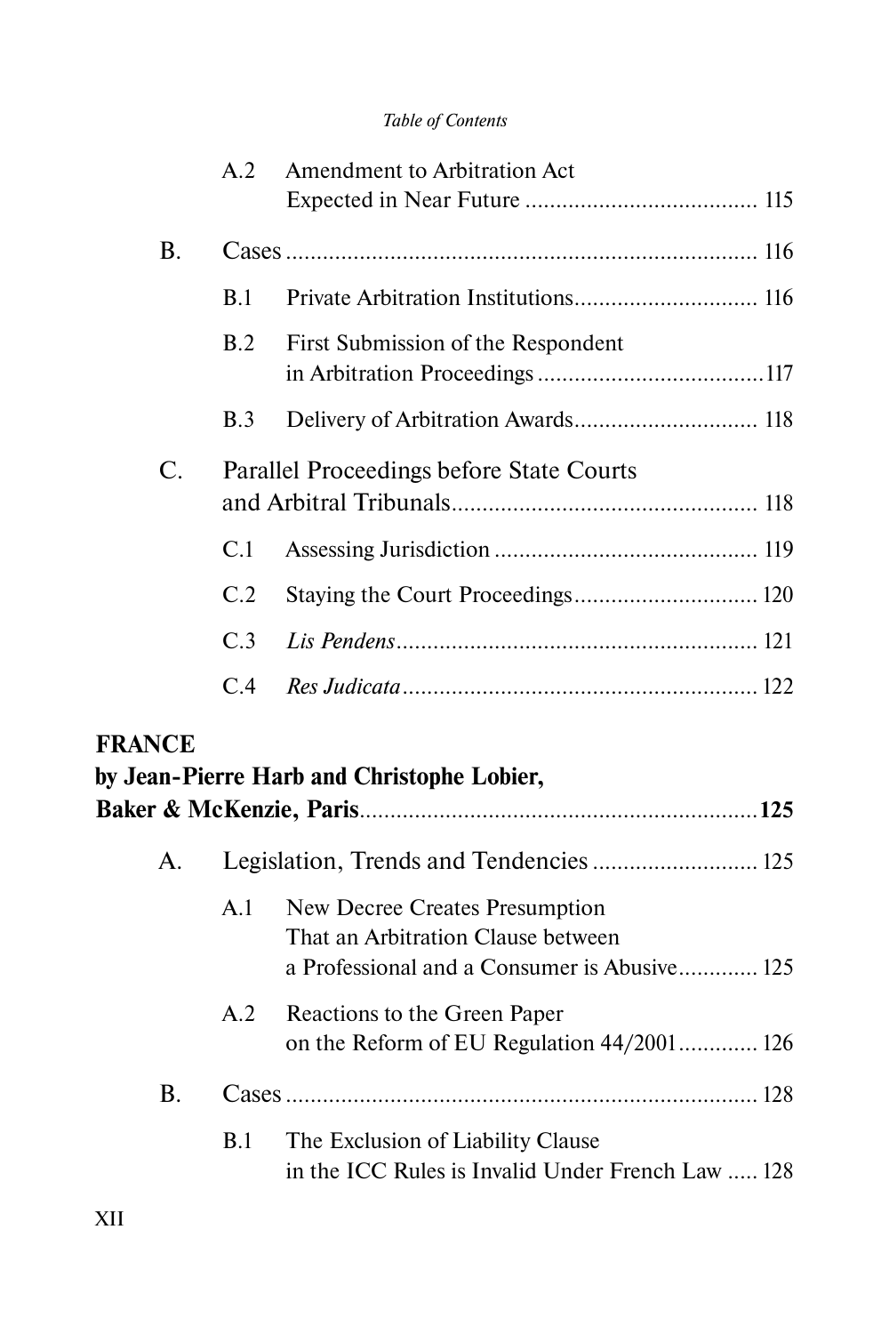A.2 Amendment to Arbitration Act Expected in Near Future ..................................... 115

B. Cases ............................................................................ 116

B.1 Private Arbitration Institutions.............................. 116

B.2 First Submission of the Respondent in Arbitration Proceedings .....................................117

B.3 Delivery of Arbitration Awards.............................. 118

C. Parallel Proceedings before State Courts and Arbitral Tribunals.................................................. 118

C.1 Assessing Jurisdiction ........................................... 119

C.2 Staying the Court Proceedings.............................. 120

C.3 *Lis Pendens*........................................................... 121

C.4 *Res Judicata*.......................................................... 122

**FRANCE**
**by Jean-Pierre Harb and Christophe Lobier, Baker & McKenzie, Paris**................................................................**125**

A. Legislation, Trends and Tendencies ........................... 125

A.1 New Decree Creates Presumption That an Arbitration Clause between a Professional and a Consumer is Abusive............. 125

A.2 Reactions to the Green Paper on the Reform of EU Regulation 44/2001............. 126

B. Cases ............................................................................ 128

B.1 The Exclusion of Liability Clause in the ICC Rules is Invalid Under French Law ..... 128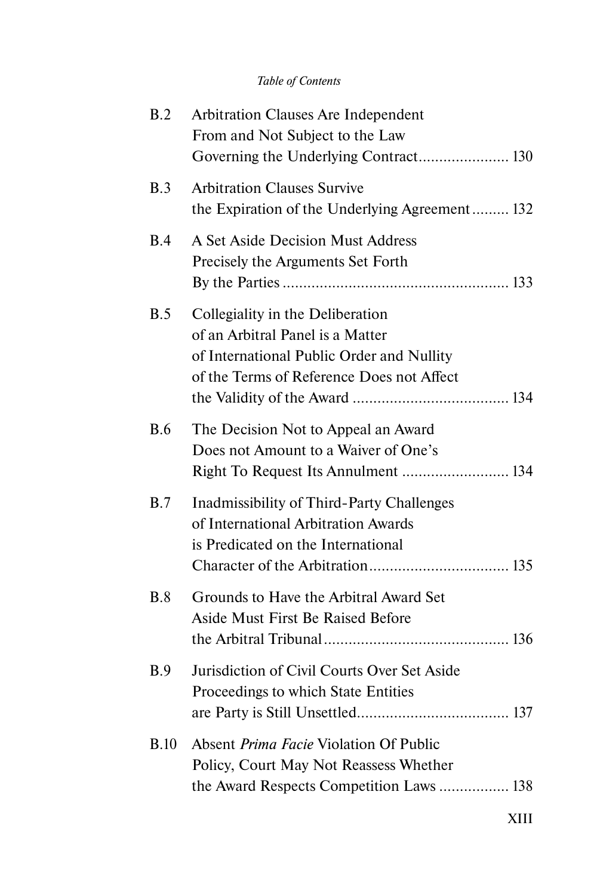| | | |
|---|---|---|
| B.2 | Arbitration Clauses Are Independent From and Not Subject to the Law Governing the Underlying Contract | 130 |
| B.3 | Arbitration Clauses Survive the Expiration of the Underlying Agreement | 132 |
| B.4 | A Set Aside Decision Must Address Precisely the Arguments Set Forth By the Parties | 133 |
| B.5 | Collegiality in the Deliberation of an Arbitral Panel is a Matter of International Public Order and Nullity of the Terms of Reference Does not Affect the Validity of the Award | 134 |
| B.6 | The Decision Not to Appeal an Award Does not Amount to a Waiver of One's Right To Request Its Annulment | 134 |
| B.7 | Inadmissibility of Third-Party Challenges of International Arbitration Awards is Predicated on the International Character of the Arbitration | 135 |
| B.8 | Grounds to Have the Arbitral Award Set Aside Must First Be Raised Before the Arbitral Tribunal | 136 |
| B.9 | Jurisdiction of Civil Courts Over Set Aside Proceedings to which State Entities are Party is Still Unsettled | 137 |
| B.10 | Absent *Prima Facie* Violation Of Public Policy, Court May Not Reassess Whether the Award Respects Competition Laws | 138 |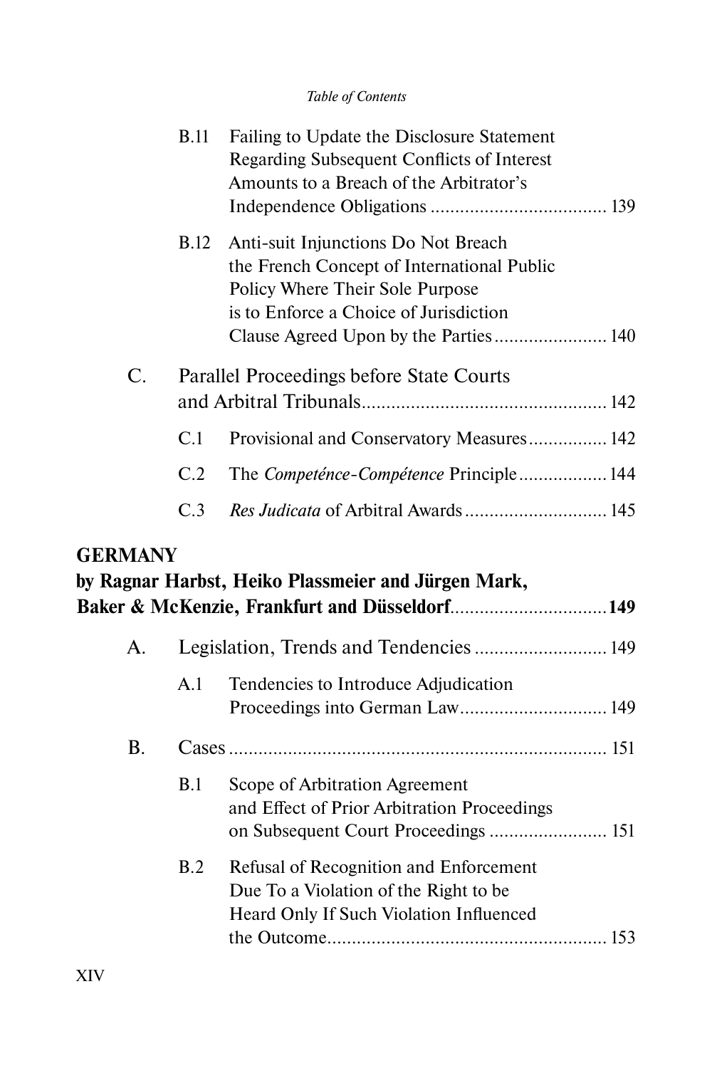B.11 Failing to Update the Disclosure Statement Regarding Subsequent Conflicts of Interest Amounts to a Breach of the Arbitrator's Independence Obligations .................................... 139

B.12 Anti-suit Injunctions Do Not Breach the French Concept of International Public Policy Where Their Sole Purpose is to Enforce a Choice of Jurisdiction Clause Agreed Upon by the Parties ....................... 140

C. Parallel Proceedings before State Courts and Arbitral Tribunals ................................................. 142

C.1 Provisional and Conservatory Measures ................ 142

C.2 The *Competénce-Compétence* Principle .................. 144

C.3 *Res Judicata* of Arbitral Awards ............................. 145

**GERMANY**
**by Ragnar Harbst, Heiko Plassmeier and Jürgen Mark, Baker & McKenzie, Frankfurt and Düsseldorf ............................... 149**

A. Legislation, Trends and Tendencies ........................... 149

A.1 Tendencies to Introduce Adjudication Proceedings into German Law .............................. 149

B. Cases ............................................................................ 151

B.1 Scope of Arbitration Agreement and Effect of Prior Arbitration Proceedings on Subsequent Court Proceedings ........................ 151

B.2 Refusal of Recognition and Enforcement Due To a Violation of the Right to be Heard Only If Such Violation Influenced the Outcome ......................................................... 153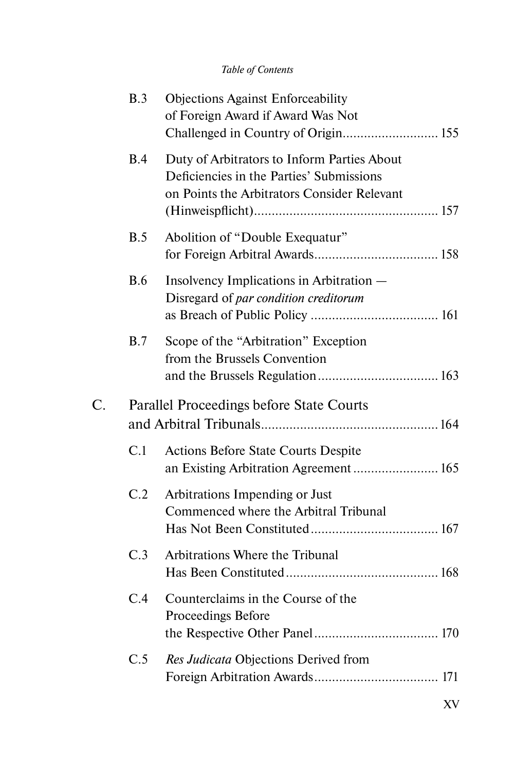B.3 Objections Against Enforceability of Foreign Award if Award Was Not Challenged in Country of Origin........................... 155

B.4 Duty of Arbitrators to Inform Parties About Deficiencies in the Parties' Submissions on Points the Arbitrators Consider Relevant (Hinweispflicht).................................................... 157

B.5 Abolition of "Double Exequatur" for Foreign Arbitral Awards................................... 158

B.6 Insolvency Implications in Arbitration — Disregard of *par condition creditorum* as Breach of Public Policy .................................... 161

B.7 Scope of the "Arbitration" Exception from the Brussels Convention and the Brussels Regulation.................................. 163

C. Parallel Proceedings before State Courts and Arbitral Tribunals................................................. 164

C.1 Actions Before State Courts Despite an Existing Arbitration Agreement........................ 165

C.2 Arbitrations Impending or Just Commenced where the Arbitral Tribunal Has Not Been Constituted.................................... 167

C.3 Arbitrations Where the Tribunal Has Been Constituted........................................... 168

C.4 Counterclaims in the Course of the Proceedings Before the Respective Other Panel................................... 170

C.5 *Res Judicata* Objections Derived from Foreign Arbitration Awards................................... 171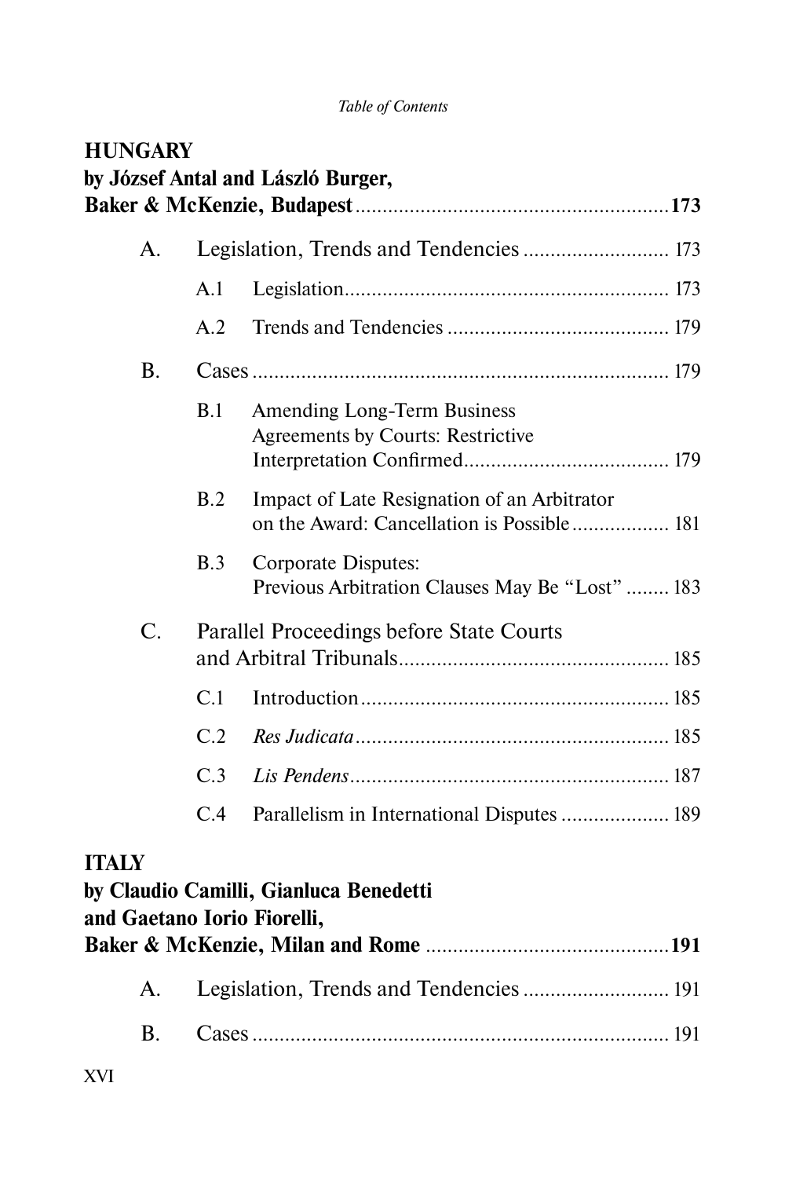**HUNGARY**
**by József Antal and László Burger, Baker & McKenzie, Budapest** ......... **173**

A. Legislation, Trends and Tendencies ......... 173

- A.1 Legislation ......... 173
- A.2 Trends and Tendencies ......... 179

B. Cases ......... 179

- B.1 Amending Long-Term Business Agreements by Courts: Restrictive Interpretation Confirmed ......... 179
- B.2 Impact of Late Resignation of an Arbitrator on the Award: Cancellation is Possible ......... 181
- B.3 Corporate Disputes: Previous Arbitration Clauses May Be "Lost" ......... 183

C. Parallel Proceedings before State Courts and Arbitral Tribunals ......... 185

- C.1 Introduction ......... 185
- C.2 *Res Judicata* ......... 185
- C.3 *Lis Pendens* ......... 187
- C.4 Parallelism in International Disputes ......... 189

**ITALY**
**by Claudio Camilli, Gianluca Benedetti and Gaetano Iorio Fiorelli, Baker & McKenzie, Milan and Rome** ......... **191**

A. Legislation, Trends and Tendencies ......... 191

B. Cases ......... 191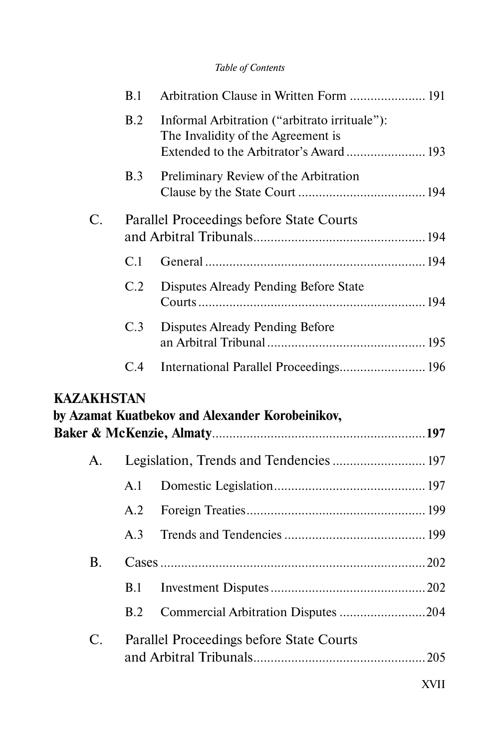B.1 Arbitration Clause in Written Form ...................... 191

B.2 Informal Arbitration ("arbitrato irrituale"): The Invalidity of the Agreement is Extended to the Arbitrator's Award ....................... 193

B.3 Preliminary Review of the Arbitration Clause by the State Court ..................................... 194

C. Parallel Proceedings before State Courts and Arbitral Tribunals.................................................. 194

C.1 General ................................................................ 194

C.2 Disputes Already Pending Before State Courts .................................................................. 194

C.3 Disputes Already Pending Before an Arbitral Tribunal ............................................. 195

C.4 International Parallel Proceedings......................... 196

**KAZAKHSTAN**
**by Azamat Kuatbekov and Alexander Korobeinikov, Baker & McKenzie, Almaty**.............................................................**197**

A. Legislation, Trends and Tendencies ........................... 197

A.1 Domestic Legislation............................................ 197

A.2 Foreign Treaties.................................................... 199

A.3 Trends and Tendencies ......................................... 199

B. Cases ............................................................................. 202

B.1 Investment Disputes ............................................. 202

B.2 Commercial Arbitration Disputes ......................... 204

C. Parallel Proceedings before State Courts and Arbitral Tribunals.................................................. 205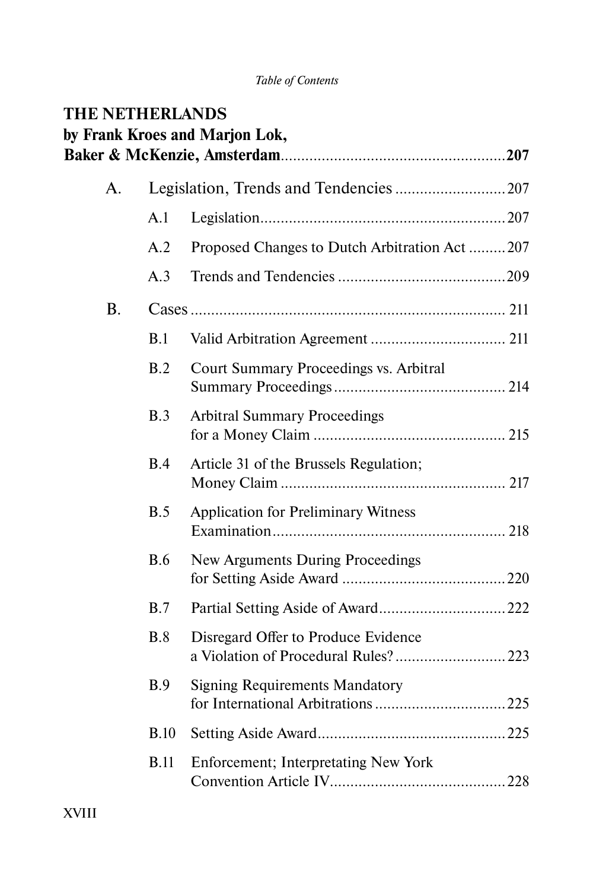**THE NETHERLANDS**
**by Frank Kroes and Marjon Lok,**
**Baker & McKenzie, Amsterdam....................................................207**

A. Legislation, Trends and Tendencies ..........................207

- A.1 Legislation...........................................................207
- A.2 Proposed Changes to Dutch Arbitration Act .........207
- A.3 Trends and Tendencies .........................................209

B. Cases ........................................................................... 211

- B.1 Valid Arbitration Agreement ................................. 211
- B.2 Court Summary Proceedings vs. Arbitral Summary Proceedings.......................................... 214
- B.3 Arbitral Summary Proceedings for a Money Claim .............................................. 215
- B.4 Article 31 of the Brussels Regulation; Money Claim ...................................................... 217
- B.5 Application for Preliminary Witness Examination......................................................... 218
- B.6 New Arguments During Proceedings for Setting Aside Award ........................................220
- B.7 Partial Setting Aside of Award...............................222
- B.8 Disregard Offer to Produce Evidence a Violation of Procedural Rules?...........................223
- B.9 Signing Requirements Mandatory for International Arbitrations ................................225
- B.10 Setting Aside Award..............................................225
- B.11 Enforcement; Interpretating New York Convention Article IV..........................................228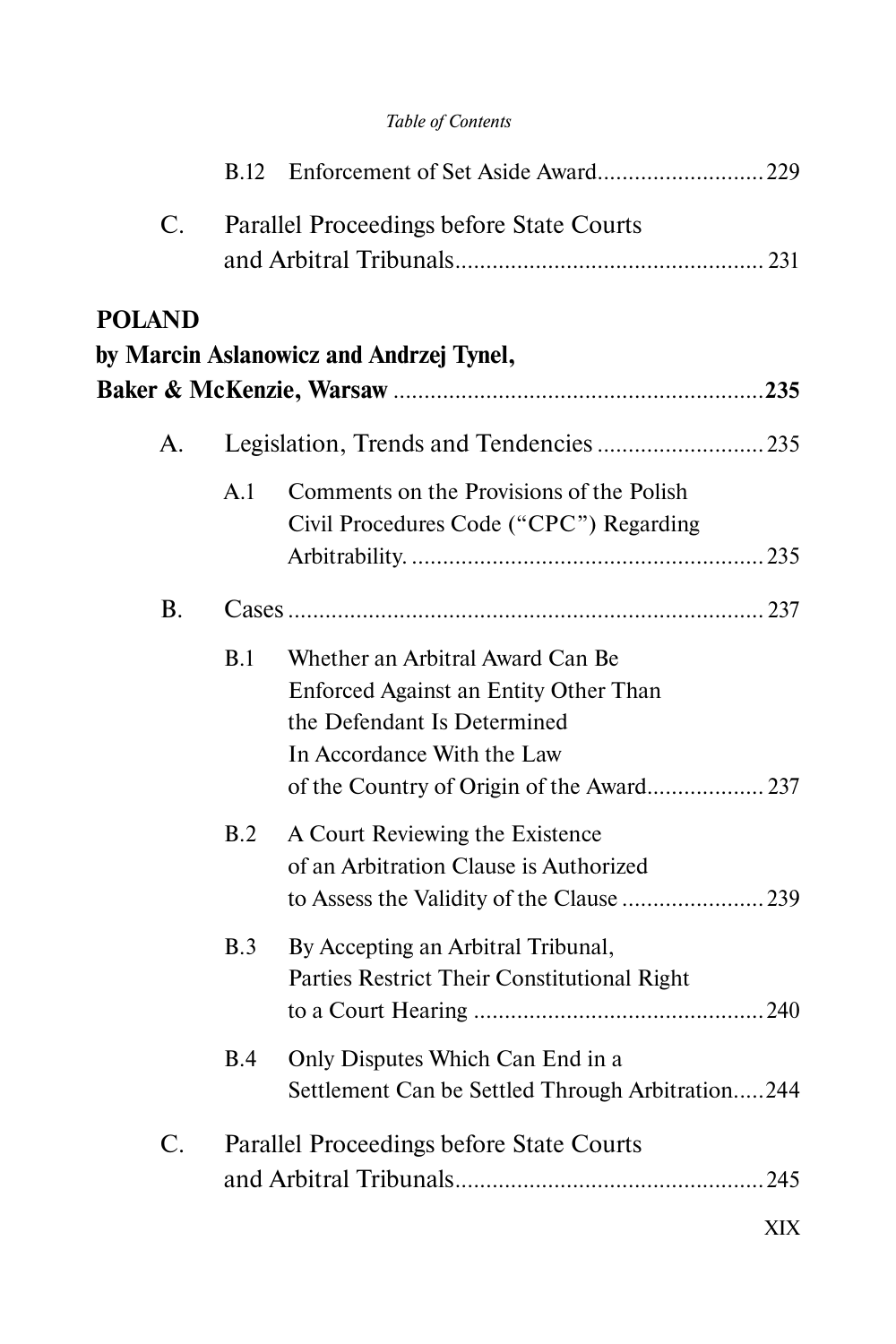B.12 Enforcement of Set Aside Award .......................... 229

C. Parallel Proceedings before State Courts and Arbitral Tribunals .................................................. 231

**POLAND**
**by Marcin Aslanowicz and Andrzej Tynel, Baker & McKenzie, Warsaw ............................................................ 235**

A. Legislation, Trends and Tendencies .......................... 235

A.1 Comments on the Provisions of the Polish Civil Procedures Code ("CPC") Regarding Arbitrability. ......................................................... 235

B. Cases ............................................................................ 237

B.1 Whether an Arbitral Award Can Be Enforced Against an Entity Other Than the Defendant Is Determined In Accordance With the Law of the Country of Origin of the Award.................. 237

B.2 A Court Reviewing the Existence of an Arbitration Clause is Authorized to Assess the Validity of the Clause ....................... 239

B.3 By Accepting an Arbitral Tribunal, Parties Restrict Their Constitutional Right to a Court Hearing ............................................... 240

B.4 Only Disputes Which Can End in a Settlement Can be Settled Through Arbitration..... 244

C. Parallel Proceedings before State Courts and Arbitral Tribunals .................................................. 245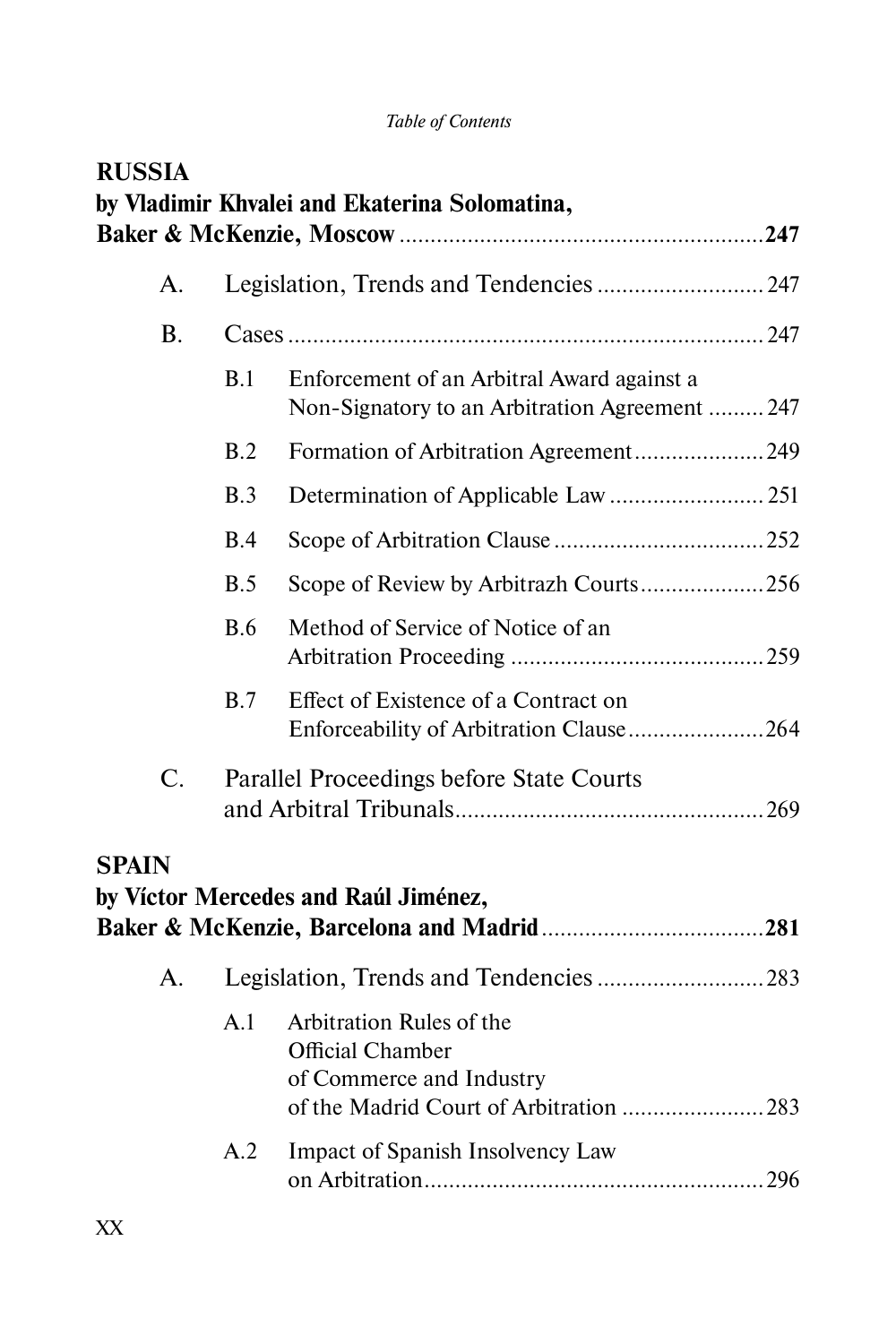**RUSSIA**
**by Vladimir Khvalei and Ekaterina Solomatina,**
**Baker & McKenzie, Moscow** .......................................................... **247**

A. Legislation, Trends and Tendencies .......................... 247

B. Cases ............................................................................ 247

- B.1 Enforcement of an Arbitral Award against a Non-Signatory to an Arbitration Agreement ......... 247
- B.2 Formation of Arbitration Agreement..................... 249
- B.3 Determination of Applicable Law ......................... 251
- B.4 Scope of Arbitration Clause .................................. 252
- B.5 Scope of Review by Arbitrazh Courts.................... 256
- B.6 Method of Service of Notice of an Arbitration Proceeding ......................................... 259
- B.7 Effect of Existence of a Contract on Enforceability of Arbitration Clause...................... 264

C. Parallel Proceedings before State Courts and Arbitral Tribunals................................................. 269

**SPAIN**
**by Víctor Mercedes and Raúl Jiménez,**
**Baker & McKenzie, Barcelona and Madrid** ................................... **281**

A. Legislation, Trends and Tendencies .......................... 283

- A.1 Arbitration Rules of the Official Chamber of Commerce and Industry of the Madrid Court of Arbitration ....................... 283
- A.2 Impact of Spanish Insolvency Law on Arbitration...................................................... 296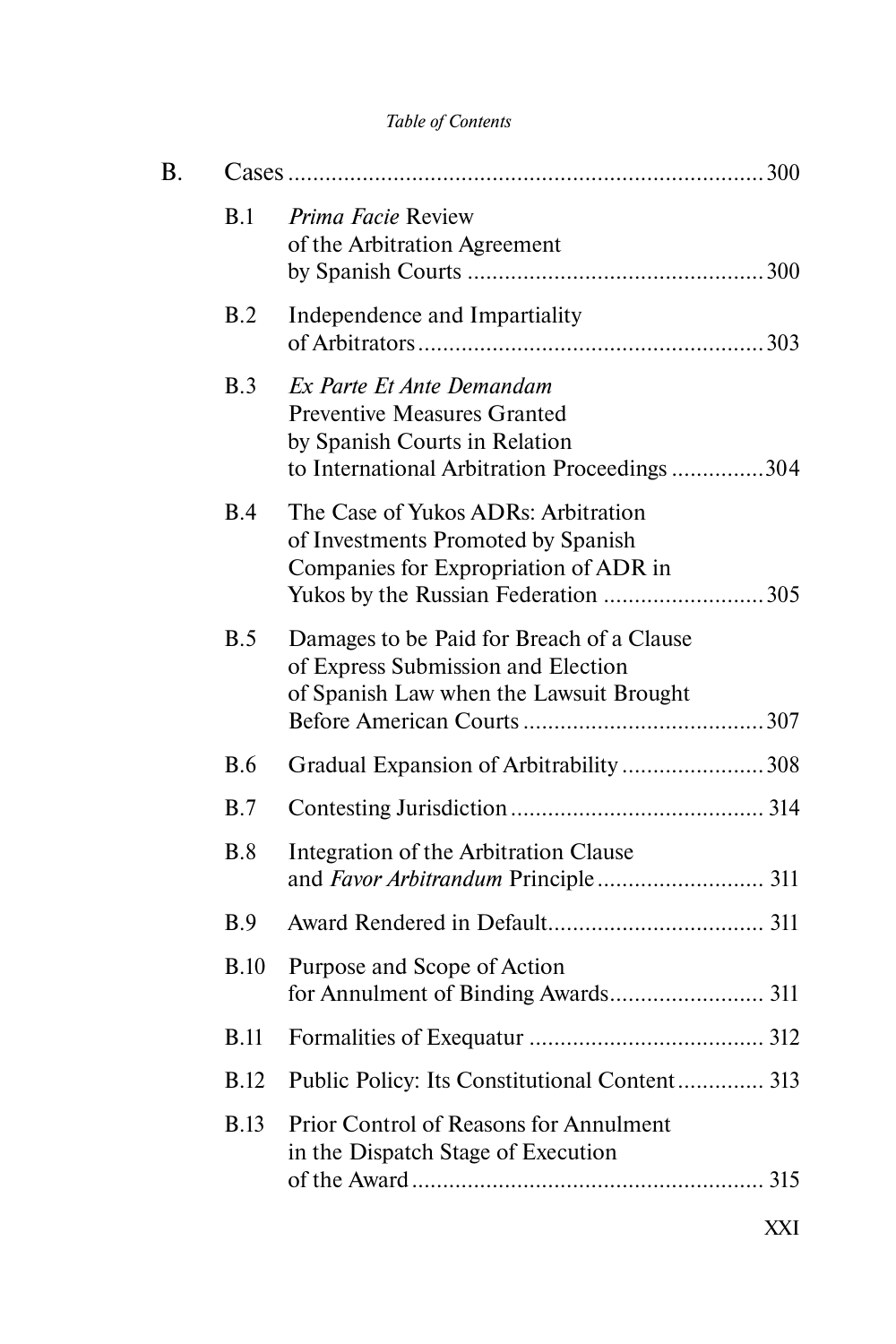B. Cases ....................................................................... 300

B.1 *Prima Facie* Review of the Arbitration Agreement by Spanish Courts ................................................ 300

B.2 Independence and Impartiality of Arbitrators ........................................................ 303

B.3 *Ex Parte Et Ante Demandam* Preventive Measures Granted by Spanish Courts in Relation to International Arbitration Proceedings ............... 304

B.4 The Case of Yukos ADRs: Arbitration of Investments Promoted by Spanish Companies for Expropriation of ADR in Yukos by the Russian Federation .......................... 305

B.5 Damages to be Paid for Breach of a Clause of Express Submission and Election of Spanish Law when the Lawsuit Brought Before American Courts ....................................... 307

B.6 Gradual Expansion of Arbitrability ....................... 308

B.7 Contesting Jurisdiction ......................................... 314

B.8 Integration of the Arbitration Clause and *Favor Arbitrandum* Principle ........................... 311

B.9 Award Rendered in Default................................... 311

B.10 Purpose and Scope of Action for Annulment of Binding Awards......................... 311

B.11 Formalities of Exequatur ...................................... 312

B.12 Public Policy: Its Constitutional Content .............. 313

B.13 Prior Control of Reasons for Annulment in the Dispatch Stage of Execution of the Award ......................................................... 315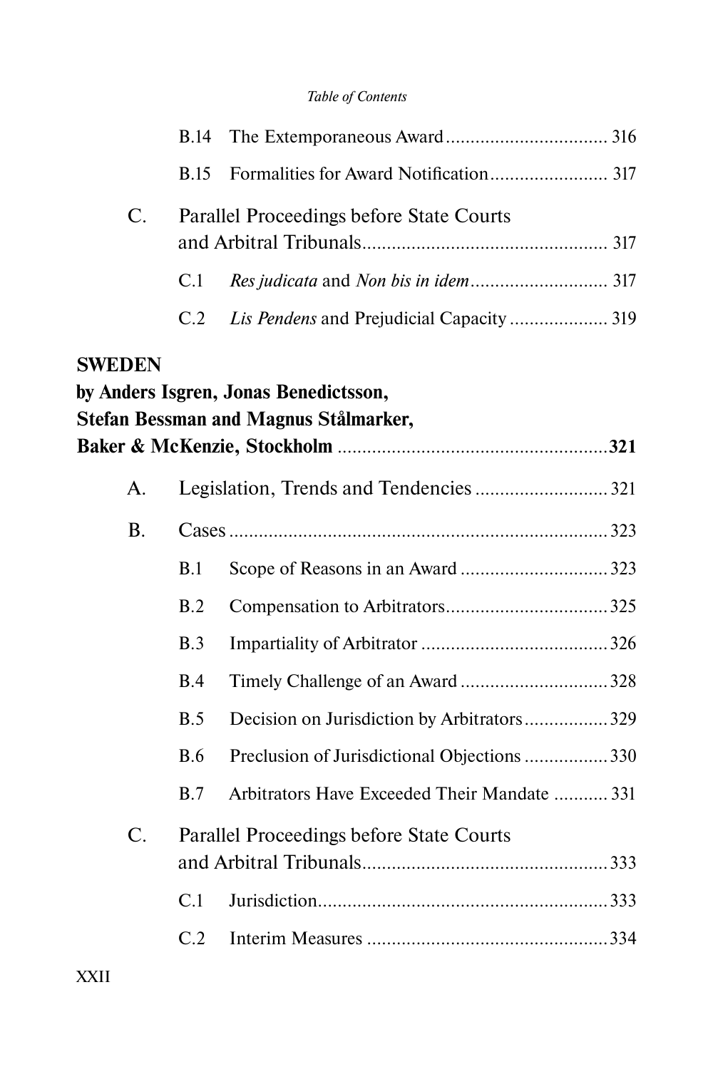B.14 The Extemporaneous Award ................................. 316

B.15 Formalities for Award Notification ........................ 317

C. Parallel Proceedings before State Courts and Arbitral Tribunals ................................................. 317

C.1 *Res judicata* and *Non bis in idem* ............................ 317

C.2 *Lis Pendens* and Prejudicial Capacity .................... 319

**SWEDEN**
**by Anders Isgren, Jonas Benedictsson, Stefan Bessman and Magnus Stålmarker, Baker & McKenzie, Stockholm** ...................................................... **321**

A. Legislation, Trends and Tendencies ........................... 321

B. Cases ............................................................................ 323

B.1 Scope of Reasons in an Award ............................. 323

B.2 Compensation to Arbitrators ................................ 325

B.3 Impartiality of Arbitrator ...................................... 326

B.4 Timely Challenge of an Award .............................. 328

B.5 Decision on Jurisdiction by Arbitrators ................. 329

B.6 Preclusion of Jurisdictional Objections ................. 330

B.7 Arbitrators Have Exceeded Their Mandate ........... 331

C. Parallel Proceedings before State Courts and Arbitral Tribunals ................................................. 333

C.1 Jurisdiction ........................................................... 333

C.2 Interim Measures ................................................. 334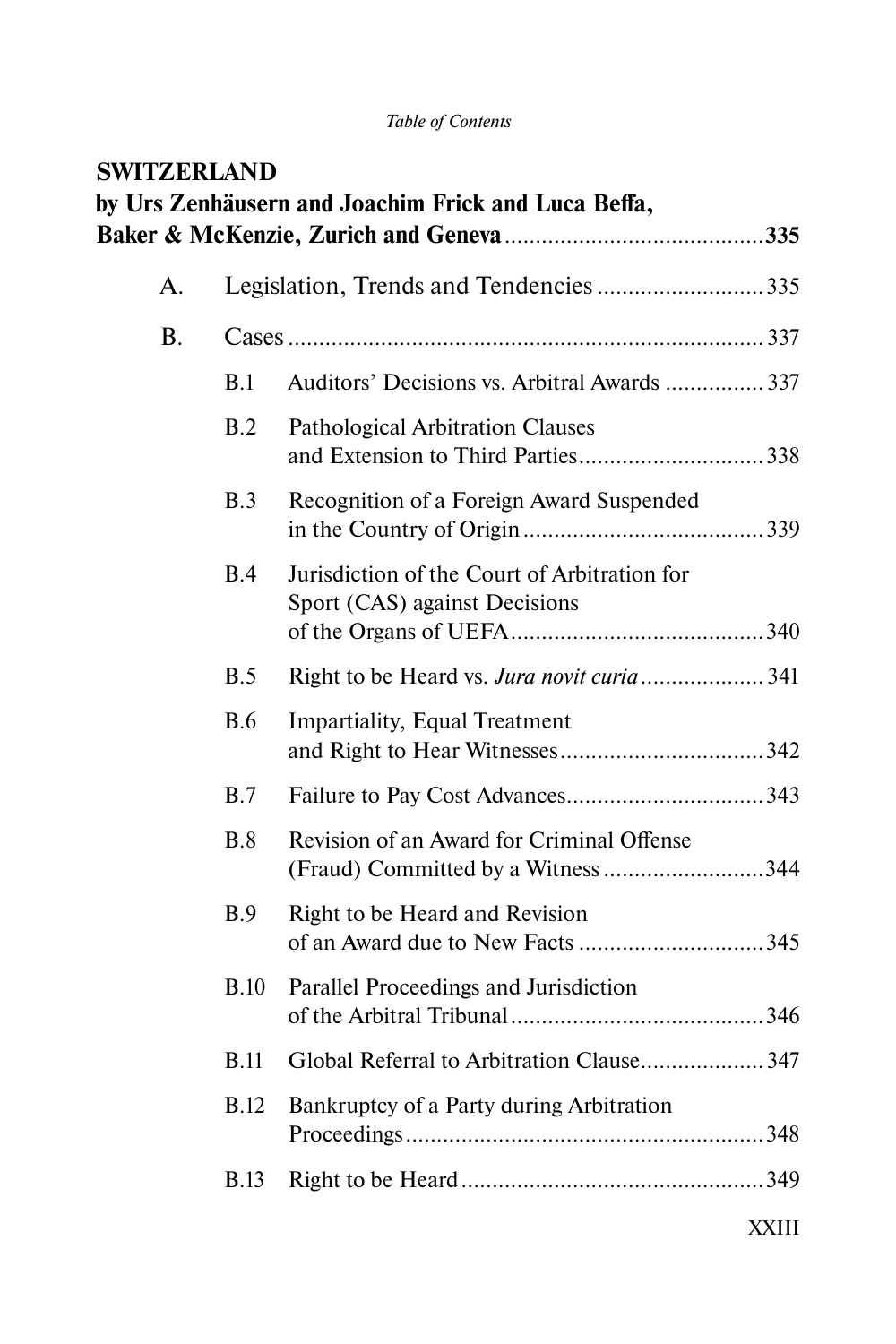**SWITZERLAND**
**by Urs Zenhäusern and Joachim Frick and Luca Beffa, Baker & McKenzie, Zurich and Geneva** ......................................... **335**

A. Legislation, Trends and Tendencies .......................... 335

B. Cases ........................................................................ 337

- B.1 Auditors' Decisions vs. Arbitral Awards ................ 337
- B.2 Pathological Arbitration Clauses and Extension to Third Parties ............................. 338
- B.3 Recognition of a Foreign Award Suspended in the Country of Origin ...................................... 339
- B.4 Jurisdiction of the Court of Arbitration for Sport (CAS) against Decisions of the Organs of UEFA ......................................... 340
- B.5 Right to be Heard vs. *Jura novit curia* .................... 341
- B.6 Impartiality, Equal Treatment and Right to Hear Witnesses ................................. 342
- B.7 Failure to Pay Cost Advances ................................ 343
- B.8 Revision of an Award for Criminal Offense (Fraud) Committed by a Witness .......................... 344
- B.9 Right to be Heard and Revision of an Award due to New Facts ............................. 345
- B.10 Parallel Proceedings and Jurisdiction of the Arbitral Tribunal ......................................... 346
- B.11 Global Referral to Arbitration Clause .................... 347
- B.12 Bankruptcy of a Party during Arbitration Proceedings .......................................................... 348
- B.13 Right to be Heard ................................................ 349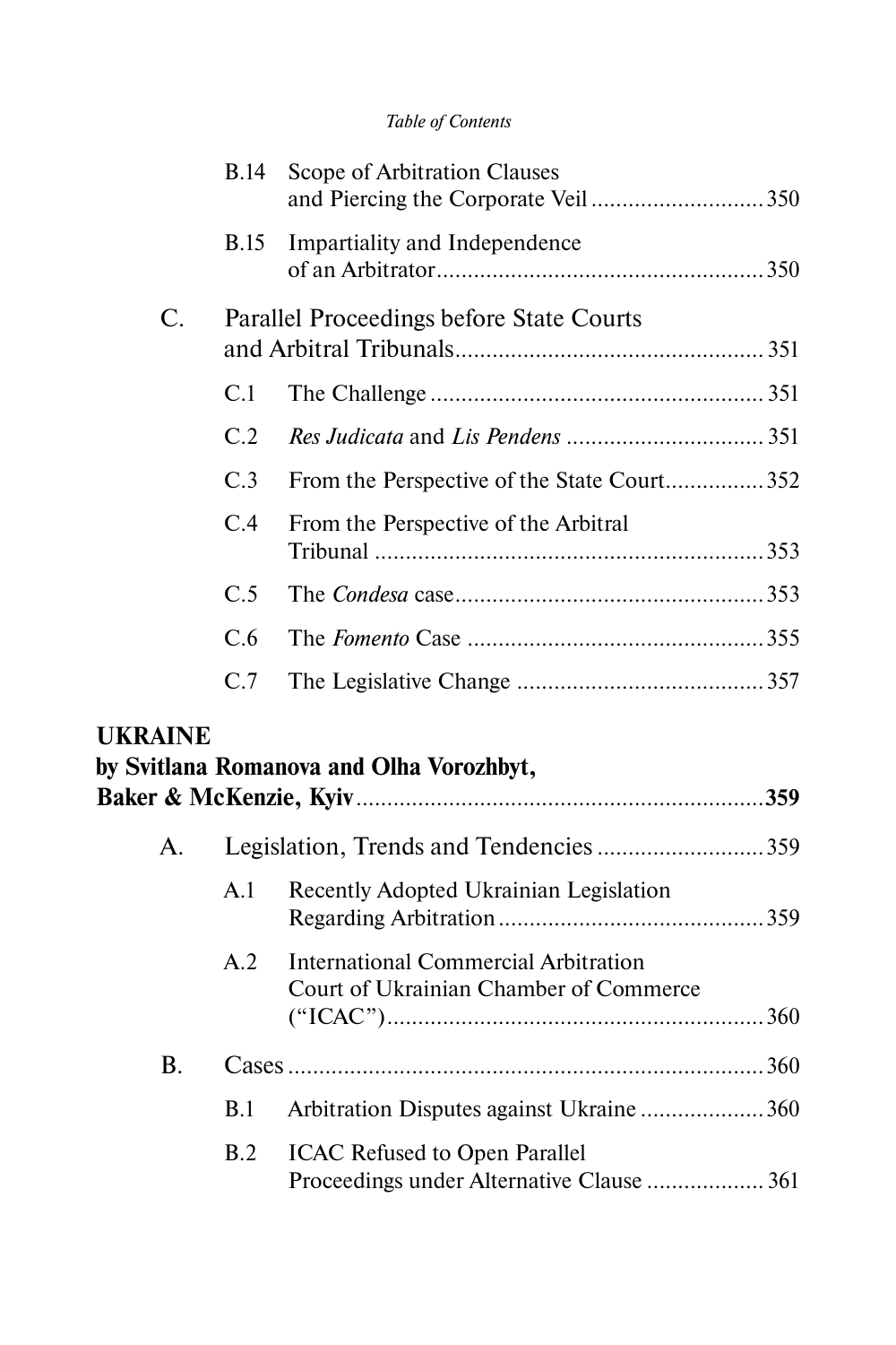B.14 Scope of Arbitration Clauses and Piercing the Corporate Veil ........................... 350

B.15 Impartiality and Independence of an Arbitrator ................................................... 350

C. Parallel Proceedings before State Courts and Arbitral Tribunals ................................................ 351

C.1 The Challenge ..................................................... 351

C.2 *Res Judicata* and *Lis Pendens* ............................... 351

C.3 From the Perspective of the State Court ................ 352

C.4 From the Perspective of the Arbitral Tribunal .............................................................. 353

C.5 The *Condesa* case ................................................. 353

C.6 The *Fomento* Case ............................................... 355

C.7 The Legislative Change ....................................... 357

**UKRAINE**
**by Svitlana Romanova and Olha Vorozhbyt, Baker & McKenzie, Kyiv** ................................................................ **359**

A. Legislation, Trends and Tendencies .......................... 359

A.1 Recently Adopted Ukrainian Legislation Regarding Arbitration .......................................... 359

A.2 International Commercial Arbitration Court of Ukrainian Chamber of Commerce ("ICAC") ............................................................ 360

B. Cases .......................................................................... 360

B.1 Arbitration Disputes against Ukraine .................... 360

B.2 ICAC Refused to Open Parallel Proceedings under Alternative Clause .................. 361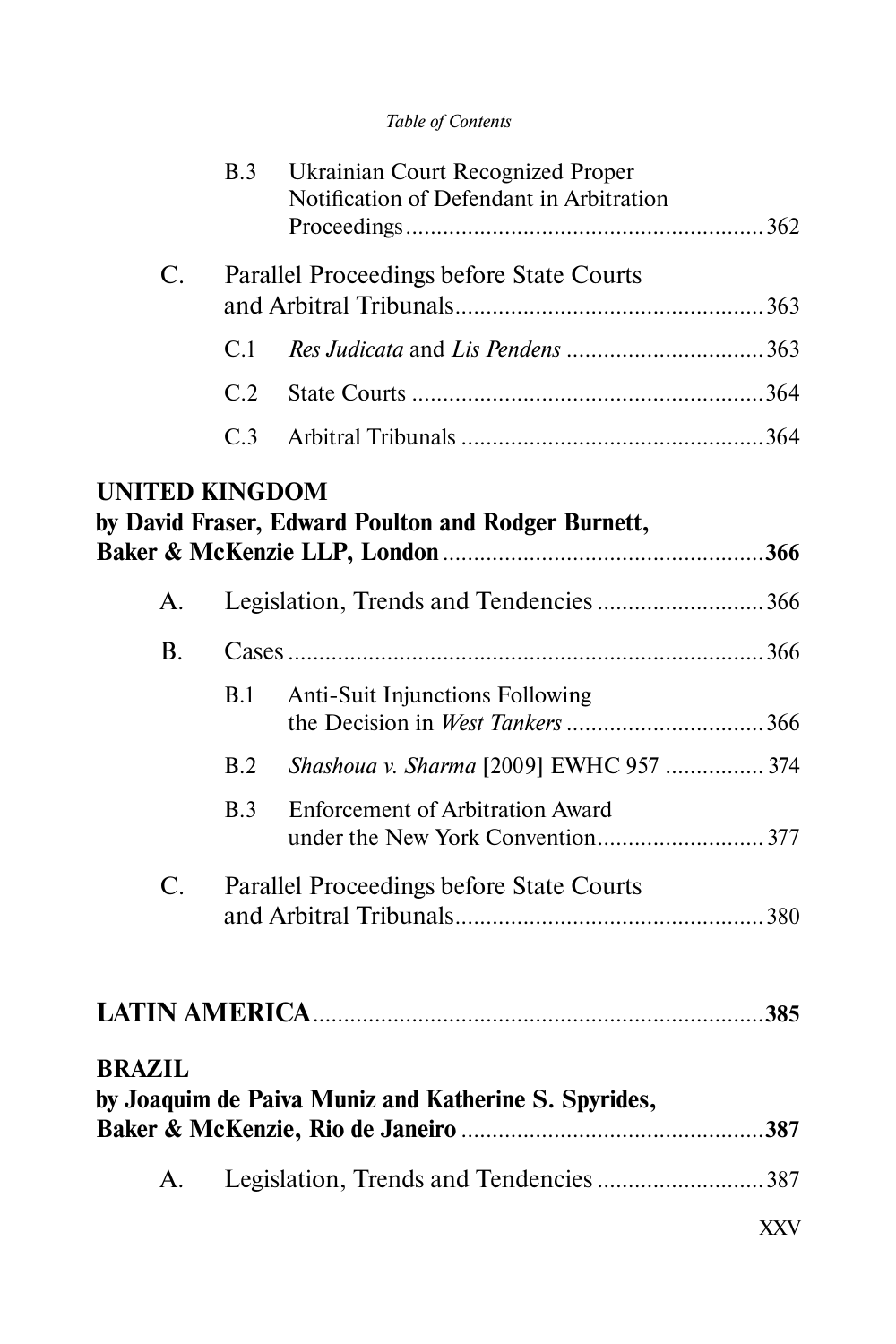B.3 Ukrainian Court Recognized Proper Notification of Defendant in Arbitration Proceedings ... 362

C. Parallel Proceedings before State Courts and Arbitral Tribunals ... 363

C.1 *Res Judicata* and *Lis Pendens* ... 363

C.2 State Courts ... 364

C.3 Arbitral Tribunals ... 364

**UNITED KINGDOM**
**by David Fraser, Edward Poulton and Rodger Burnett, Baker & McKenzie LLP, London ... 366**

A. Legislation, Trends and Tendencies ... 366

B. Cases ... 366

B.1 Anti-Suit Injunctions Following the Decision in *West Tankers* ... 366

B.2 *Shashoua v. Sharma* [2009] EWHC 957 ... 374

B.3 Enforcement of Arbitration Award under the New York Convention ... 377

C. Parallel Proceedings before State Courts and Arbitral Tribunals ... 380

**LATIN AMERICA ... 385**

**BRAZIL**
**by Joaquim de Paiva Muniz and Katherine S. Spyrides, Baker & McKenzie, Rio de Janeiro ... 387**

A. Legislation, Trends and Tendencies ... 387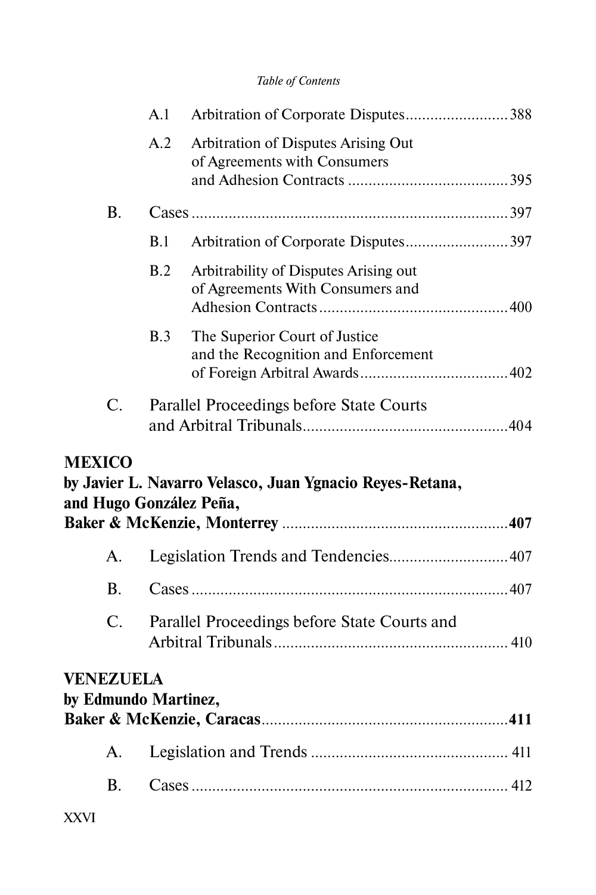A.1 Arbitration of Corporate Disputes......................... 388

A.2 Arbitration of Disputes Arising Out of Agreements with Consumers and Adhesion Contracts ....................................... 395

B. Cases ............................................................................ 397

B.1 Arbitration of Corporate Disputes......................... 397

B.2 Arbitrability of Disputes Arising out of Agreements With Consumers and Adhesion Contracts .............................................. 400

B.3 The Superior Court of Justice and the Recognition and Enforcement of Foreign Arbitral Awards.................................... 402

C. Parallel Proceedings before State Courts and Arbitral Tribunals................................................. 404

**MEXICO**
**by Javier L. Navarro Velasco, Juan Ygnacio Reyes-Retana, and Hugo González Peña, Baker & McKenzie, Monterrey** ....................................................... **407**

A. Legislation Trends and Tendencies............................ 407

B. Cases ............................................................................ 407

C. Parallel Proceedings before State Courts and Arbitral Tribunals......................................................... 410

**VENEZUELA**
**by Edmundo Martinez, Baker & McKenzie, Caracas**............................................................**411**

A. Legislation and Trends ............................................... 411

B. Cases ............................................................................ 412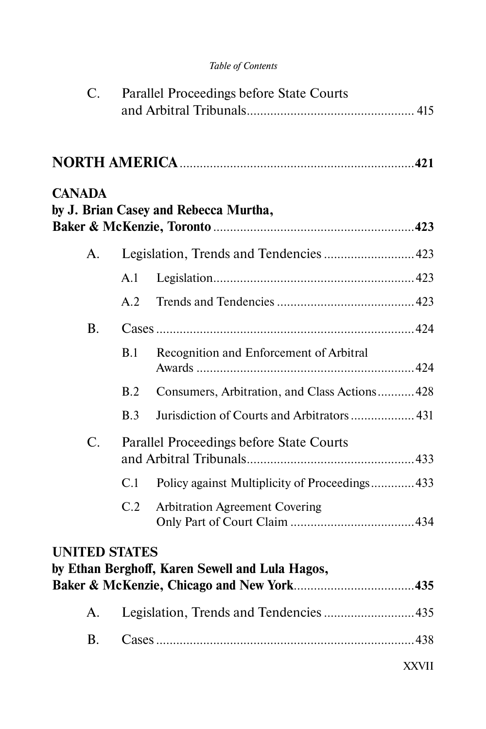C. Parallel Proceedings before State Courts and Arbitral Tribunals .......... 415

**NORTH AMERICA** .......... **421**

**CANADA**
**by J. Brian Casey and Rebecca Murtha, Baker & McKenzie, Toronto** .......... **423**

- A. Legislation, Trends and Tendencies .......... 423
  - A.1 Legislation .......... 423
  - A.2 Trends and Tendencies .......... 423
- B. Cases .......... 424
  - B.1 Recognition and Enforcement of Arbitral Awards .......... 424
  - B.2 Consumers, Arbitration, and Class Actions .......... 428
  - B.3 Jurisdiction of Courts and Arbitrators .......... 431
- C. Parallel Proceedings before State Courts and Arbitral Tribunals .......... 433
  - C.1 Policy against Multiplicity of Proceedings .......... 433
  - C.2 Arbitration Agreement Covering Only Part of Court Claim .......... 434

**UNITED STATES**
**by Ethan Berghoff, Karen Sewell and Lula Hagos, Baker & McKenzie, Chicago and New York** .......... **435**

- A. Legislation, Trends and Tendencies .......... 435
- B. Cases .......... 438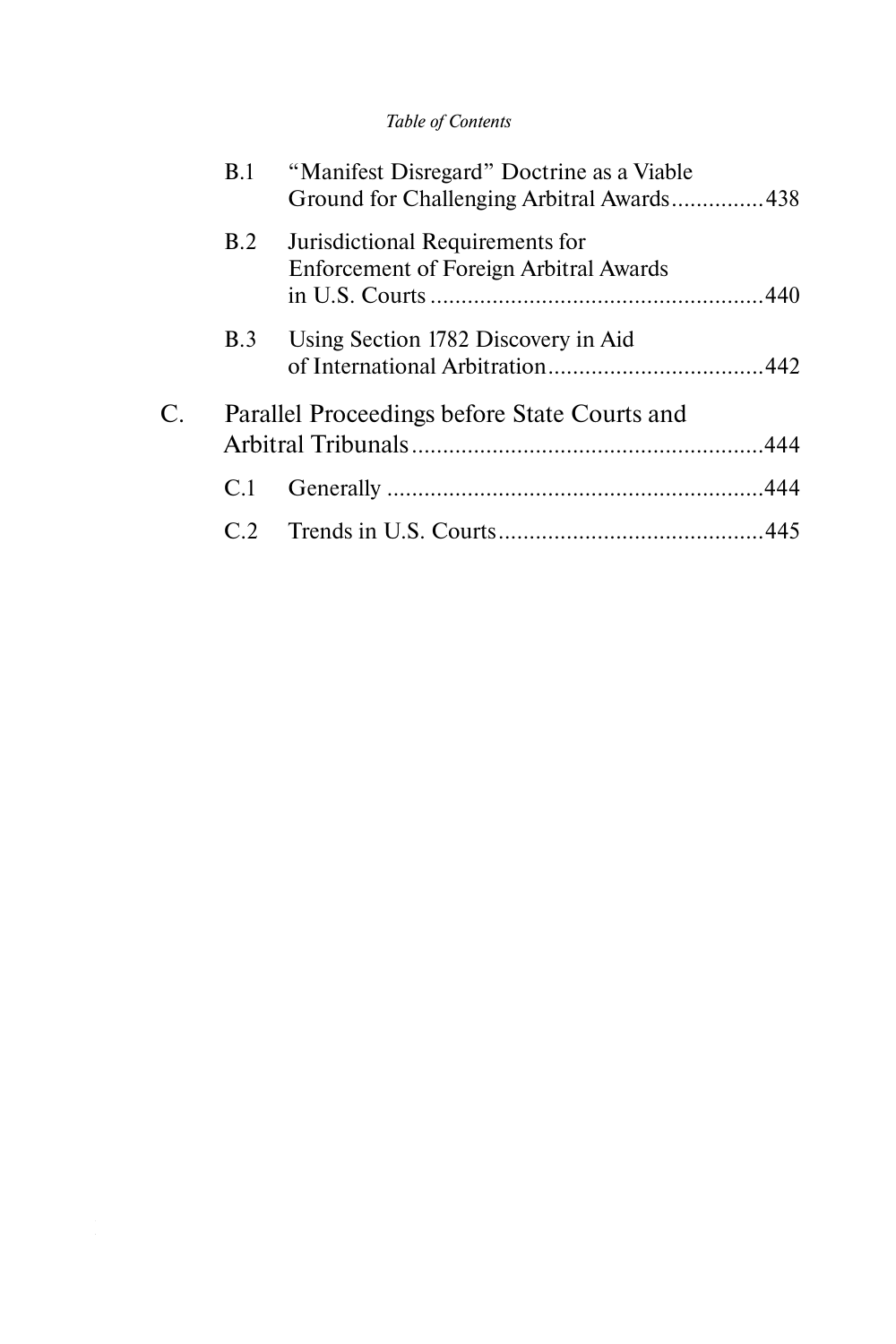B.1 "Manifest Disregard" Doctrine as a Viable Ground for Challenging Arbitral Awards ............... 438

B.2 Jurisdictional Requirements for Enforcement of Foreign Arbitral Awards in U.S. Courts ...................................................... 440

B.3 Using Section 1782 Discovery in Aid of International Arbitration ................................... 442

C. Parallel Proceedings before State Courts and Arbitral Tribunals ......................................................... 444

C.1 Generally ............................................................ 444

C.2 Trends in U.S. Courts ........................................... 445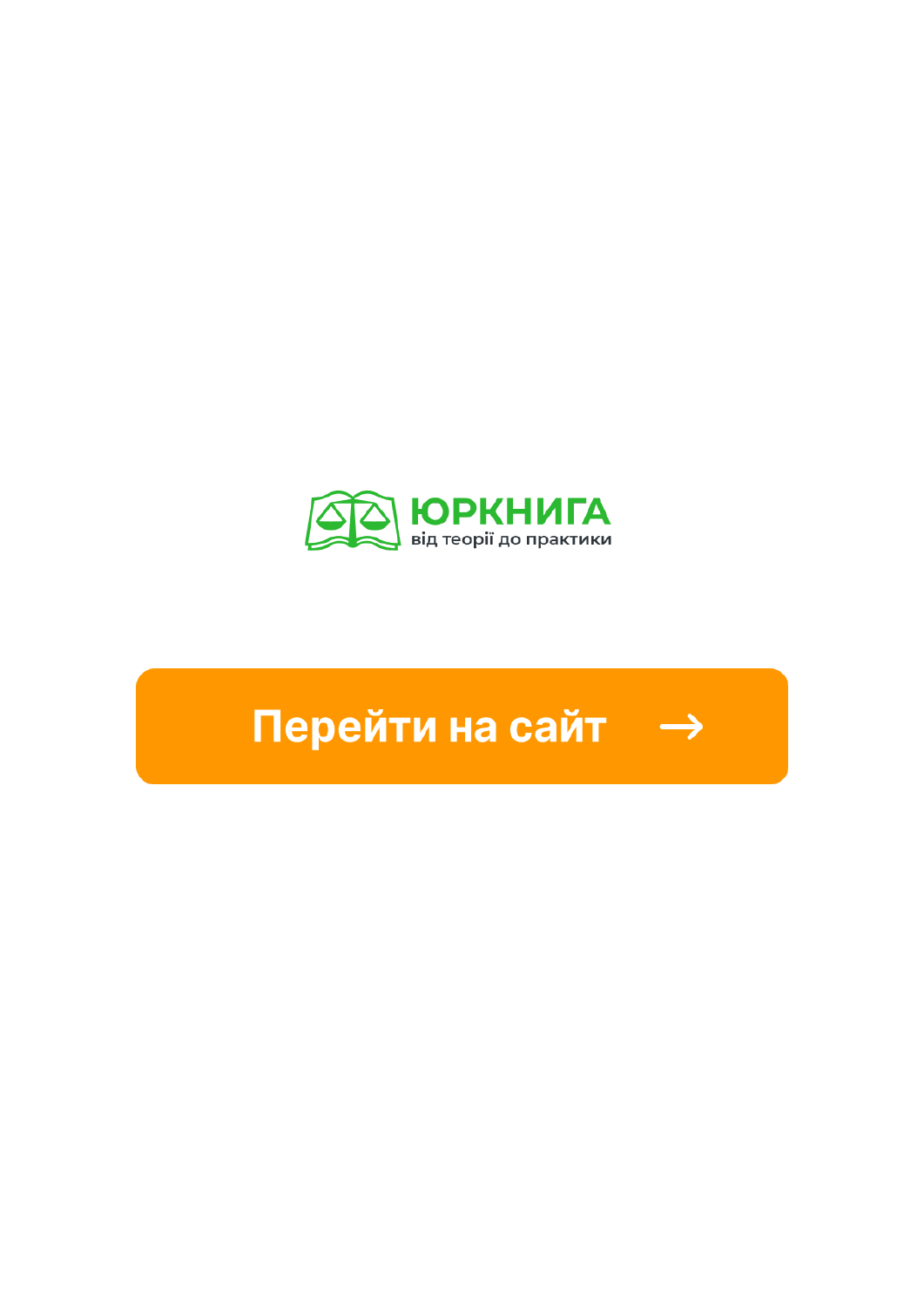ЮРКНИГА

від теорії до практики

Перейти на сайт →